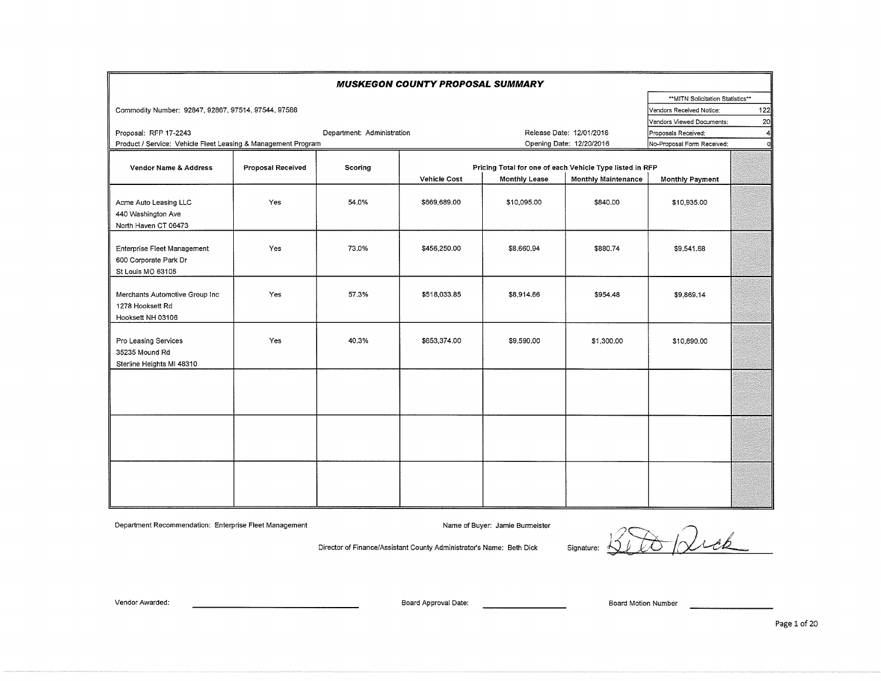# MUSKEGON COUNTY PROPOSAL SUMMARY

Commodity Number: 92847, 92867, 97514, 97544, 97588

Proposal: RFP 17-2243

Product / Service: Vehicle Fleet Leasing & Management Program

Department: Administration

Release Date: 12/01/2016

Opening Date: 12/20/2016

| **MITN Solicitation Statistics** | |
|---|---|
| Vendors Received Notice: | 122 |
| Vendors Viewed Documents: | 20 |
| Proposals Received: | 4 |
| No-Proposal Form Received: | 0 |

| Vendor Name & Address | Proposal Received | Scoring | Pricing Total for one of each Vehicle Type listed in RFP | | | |
|---|---|---|---|---|---|---|
| | | | Vehicle Cost | Monthly Lease | Monthly Maintenance | Monthly Payment |
| Acme Auto Leasing LLC<br>440 Washington Ave<br>North Haven CT 06473 | Yes | 54.0% | $669,689.00 | $10,095.00 | $840.00 | $10,935.00 |
| Enterprise Fleet Management<br>600 Corporate Park Dr<br>St Louis MO 63105 | Yes | 73.0% | $456,250.00 | $8,660.94 | $880.74 | $9,541.68 |
| Merchants Automotive Group Inc<br>1278 Hooksett Rd<br>Hooksett NH 03106 | Yes | 57.3% | $518,033.85 | $8,914.66 | $954.48 | $9,869.14 |
| Pro Leasing Services<br>35235 Mound Rd<br>Sterline Heights MI 48310 | Yes | 40.3% | $653,374.00 | $9,590.00 | $1,300.00 | $10,890.00 |
| | | | | | | |
| | | | | | | |
| | | | | | | |

Department Recommendation: Enterprise Fleet Management

Name of Buyer: Jamie Burmeister

Director of Finance/Assistant County Administrator's Name: Beth Dick

Signature: Beth Dick

Vendor Awarded: ____________________

Board Approval Date: ____________________

Board Motion Number ____________________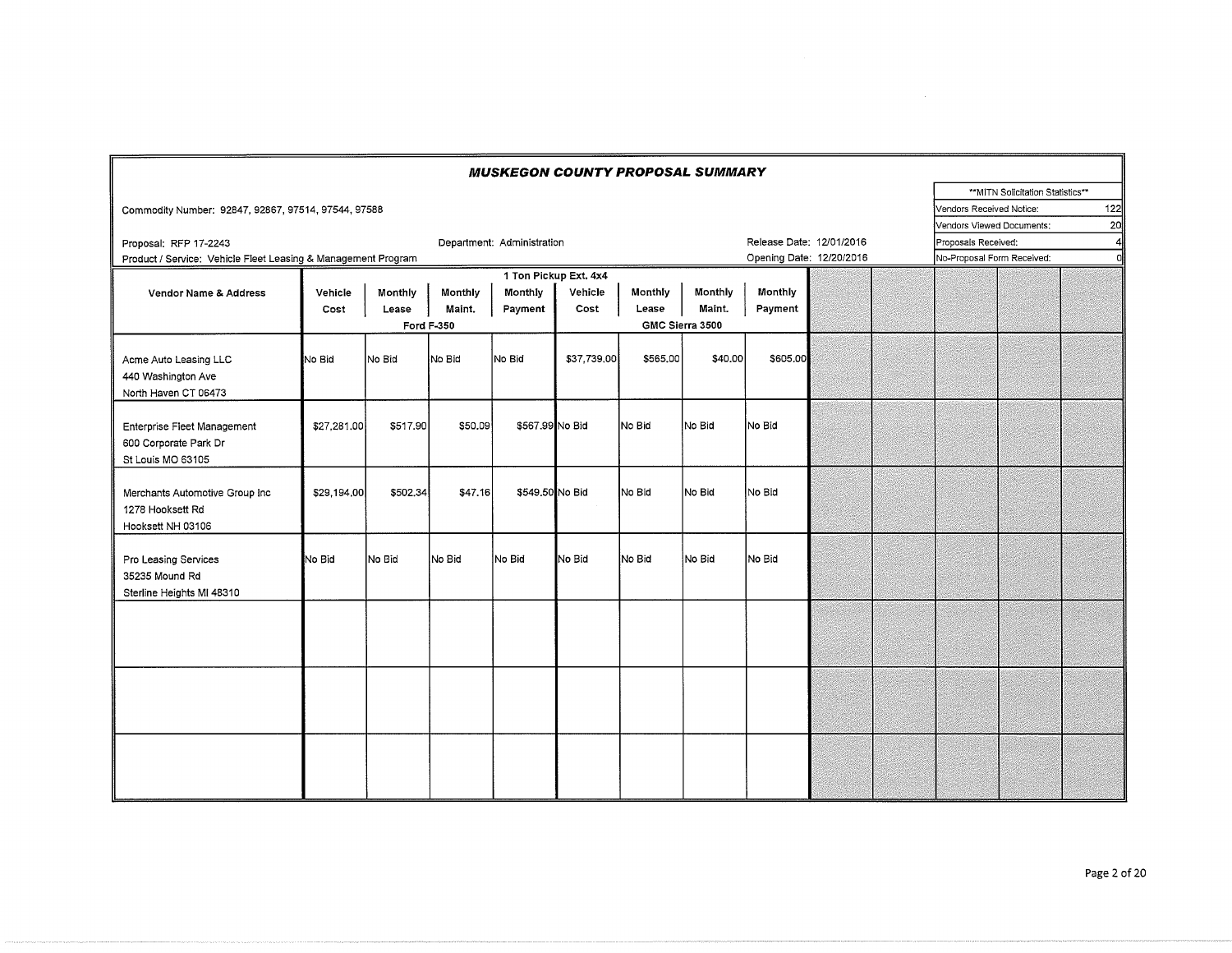# *MUSKEGON COUNTY PROPOSAL SUMMARY*

Commodity Number: 92847, 92867, 97514, 97544, 97588

Proposal: RFP 17-2243

Department: Administration

Release Date: 12/01/2016

Product / Service: Vehicle Fleet Leasing & Management Program

Opening Date: 12/20/2016

| **MITN Solicitation Statistics** | |
|---|---|
| Vendors Received Notice: | 122 |
| Vendors Viewed Documents: | 20 |
| Proposals Received: | 4 |
| No-Proposal Form Received: | 0 |

| Vendor Name & Address | 1 Ton Pickup Ext. 4x4 | | | | | | | |
|---|---|---|---|---|---|---|---|---|
| | Ford F-350 | | | | GMC Sierra 3500 | | | |
| | Vehicle Cost | Monthly Lease | Monthly Maint. | Monthly Payment | Vehicle Cost | Monthly Lease | Monthly Maint. | Monthly Payment |
| Acme Auto Leasing LLC<br>440 Washington Ave<br>North Haven CT 06473 | No Bid | No Bid | No Bid | No Bid | $37,739.00 | $565.00 | $40.00 | $605.00 |
| Enterprise Fleet Management<br>600 Corporate Park Dr<br>St Louis MO 63105 | $27,281.00 | $517.90 | $50.09 | $567.99 | No Bid | No Bid | No Bid | No Bid |
| Merchants Automotive Group Inc<br>1278 Hooksett Rd<br>Hooksett NH 03106 | $29,194.00 | $502.34 | $47.16 | $549.50 | No Bid | No Bid | No Bid | No Bid |
| Pro Leasing Services<br>35235 Mound Rd<br>Sterline Heights MI 48310 | No Bid | No Bid | No Bid | No Bid | No Bid | No Bid | No Bid | No Bid |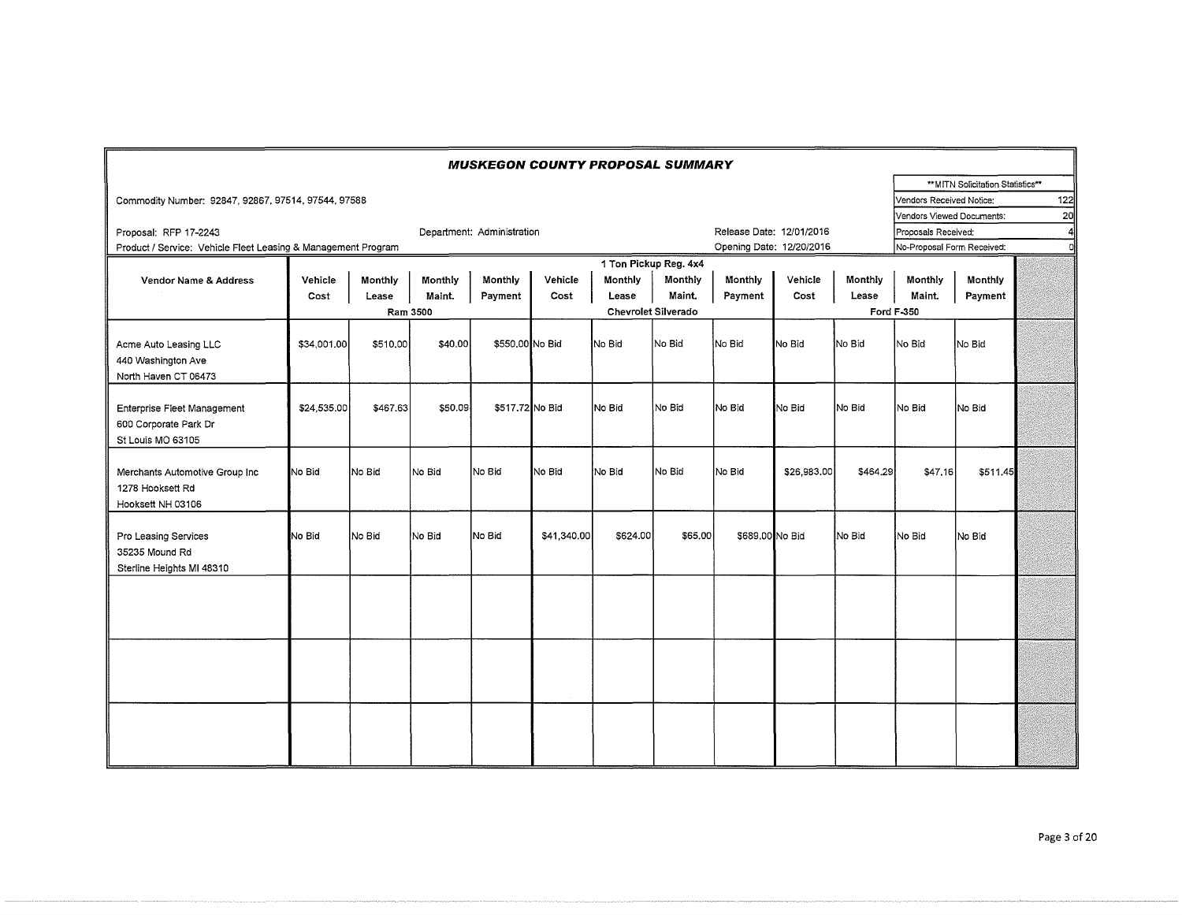## MUSKEGON COUNTY PROPOSAL SUMMARY

Commodity Number: 92847, 92867, 97514, 97544, 97588

Proposal: RFP 17-2243

Department: Administration

Product / Service: Vehicle Fleet Leasing & Management Program

Release Date: 12/01/2016

Opening Date: 12/20/2016

| **MITN Solicitation Statistics** | |
|---|---|
| Vendors Received Notice: | 122 |
| Vendors Viewed Documents: | 20 |
| Proposals Received: | 4 |
| No-Proposal Form Received: | 0 |

| Vendor Name & Address | 1 Ton Pickup Reg. 4x4 | | | | | | | | | | | |
|---|---|---|---|---|---|---|---|---|---|---|---|---|
| | Ram 3500 | | | | Chevrolet Silverado | | | | Ford F-350 | | | |
| | Vehicle Cost | Monthly Lease | Monthly Maint. | Monthly Payment | Vehicle Cost | Monthly Lease | Monthly Maint. | Monthly Payment | Vehicle Cost | Monthly Lease | Monthly Maint. | Monthly Payment |
| Acme Auto Leasing LLC<br>440 Washington Ave<br>North Haven CT 06473 | $34,001.00 | $510.00 | $40.00 | $550.00 | No Bid | No Bid | No Bid | No Bid | No Bid | No Bid | No Bid | No Bid |
| Enterprise Fleet Management<br>600 Corporate Park Dr<br>St Louis MO 63105 | $24,535.00 | $467.63 | $50.09 | $517.72 | No Bid | No Bid | No Bid | No Bid | No Bid | No Bid | No Bid | No Bid |
| Merchants Automotive Group Inc<br>1278 Hooksett Rd<br>Hooksett NH 03106 | No Bid | No Bid | No Bid | No Bid | No Bid | No Bid | No Bid | No Bid | $26,983.00 | $464.29 | $47.16 | $511.45 |
| Pro Leasing Services<br>35235 Mound Rd<br>Sterline Heights MI 48310 | No Bid | No Bid | No Bid | No Bid | $41,340.00 | $624.00 | $65.00 | $689.00 | No Bid | No Bid | No Bid | No Bid |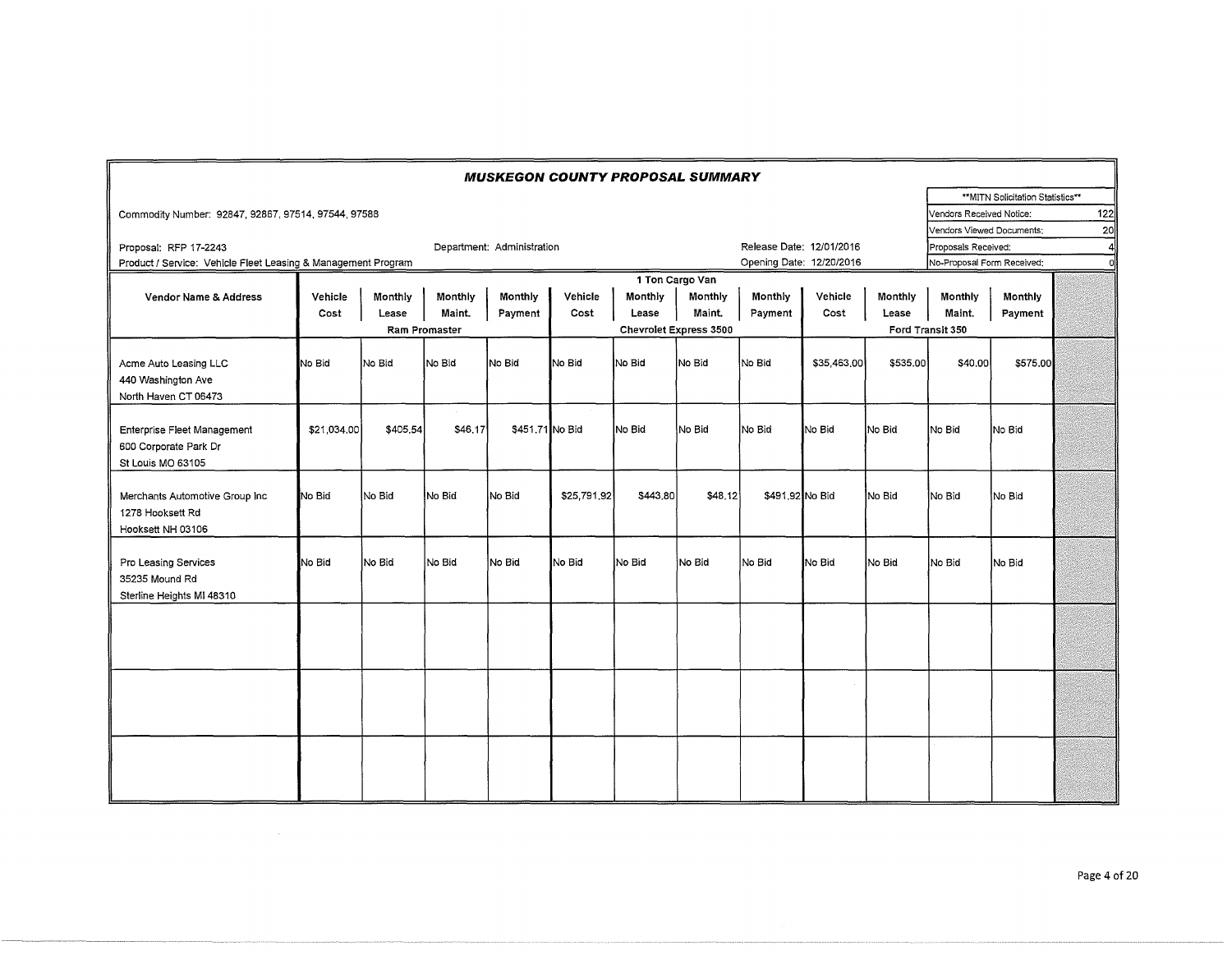## *MUSKEGON COUNTY PROPOSAL SUMMARY*

Commodity Number: 92847, 92867, 97514, 97544, 97588

Proposal: RFP 17-2243

Department: Administration

Product / Service: Vehicle Fleet Leasing & Management Program

Release Date: 12/01/2016

Opening Date: 12/20/2016

| **MITN Solicitation Statistics** | |
|---|---|
| Vendors Received Notice: | 122 |
| Vendors Viewed Documents: | 20 |
| Proposals Received: | 4 |
| No-Proposal Form Received: | 0 |

| | 1 Ton Cargo Van | | | | | | | | | | | |
|---|---|---|---|---|---|---|---|---|---|---|---|---|
| | Ram Promaster | | | | Chevrolet Express 3500 | | | | Ford Transit 350 | | | |
| Vendor Name & Address | Vehicle Cost | Monthly Lease | Monthly Maint. | Monthly Payment | Vehicle Cost | Monthly Lease | Monthly Maint. | Monthly Payment | Vehicle Cost | Monthly Lease | Monthly Maint. | Monthly Payment |
| Acme Auto Leasing LLC<br>440 Washington Ave<br>North Haven CT 06473 | No Bid | No Bid | No Bid | No Bid | No Bid | No Bid | No Bid | No Bid | $35,463.00 | $535.00 | $40.00 | $575.00 |
| Enterprise Fleet Management<br>600 Corporate Park Dr<br>St Louis MO 63105 | $21,034.00 | $405.54 | $46.17 | $451.71 | No Bid | No Bid | No Bid | No Bid | No Bid | No Bid | No Bid | No Bid |
| Merchants Automotive Group Inc<br>1278 Hooksett Rd<br>Hooksett NH 03106 | No Bid | No Bid | No Bid | No Bid | $25,791.92 | $443.80 | $48.12 | $491.92 | No Bid | No Bid | No Bid | No Bid |
| Pro Leasing Services<br>35235 Mound Rd<br>Sterline Heights MI 48310 | No Bid | No Bid | No Bid | No Bid | No Bid | No Bid | No Bid | No Bid | No Bid | No Bid | No Bid | No Bid |
| | | | | | | | | | | | | |
| | | | | | | | | | | | | |
| | | | | | | | | | | | | |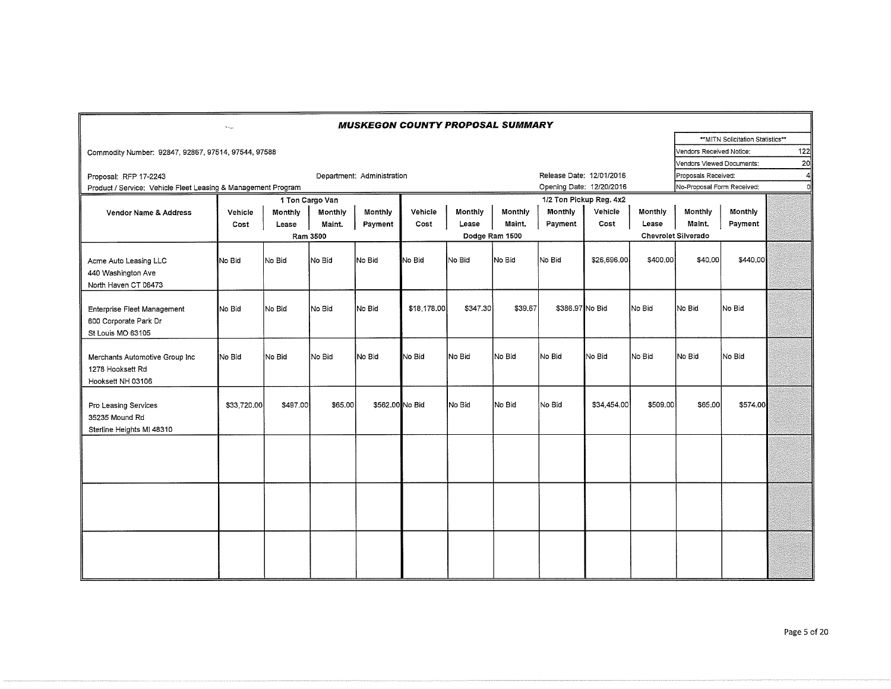## *MUSKEGON COUNTY PROPOSAL SUMMARY*

Commodity Number: 92847, 92867, 97514, 97544, 97588

Proposal: RFP 17-2243

Department: Administration

Product / Service: Vehicle Fleet Leasing & Management Program

Release Date: 12/01/2016

Opening Date: 12/20/2016

| **MITN Solicitation Statistics** | |
|---|---|
| Vendors Received Notice: | 122 |
| Vendors Viewed Documents: | 20 |
| Proposals Received: | 4 |
| No-Proposal Form Received: | 0 |

| Vendor Name & Address | 1 Ton Cargo Van Ram 3500 | | | | 1/2 Ton Pickup Reg. 4x2 Dodge Ram 1500 | | | | Chevrolet Silverado | | | |
|---|---|---|---|---|---|---|---|---|---|---|---|---|
| | Vehicle Cost | Monthly Lease | Monthly Maint. | Monthly Payment | Vehicle Cost | Monthly Lease | Monthly Maint. | Monthly Payment | Vehicle Cost | Monthly Lease | Monthly Maint. | Monthly Payment |
| Acme Auto Leasing LLC<br>440 Washington Ave<br>North Haven CT 06473 | No Bid | No Bid | No Bid | No Bid | No Bid | No Bid | No Bid | No Bid | $26,696.00 | $400.00 | $40.00 | $440.00 |
| Enterprise Fleet Management<br>600 Corporate Park Dr<br>St Louis MO 63105 | No Bid | No Bid | No Bid | No Bid | $18,178.00 | $347.30 | $39.67 | $386.97 | No Bid | No Bid | No Bid | No Bid |
| Merchants Automotive Group Inc<br>1278 Hooksett Rd<br>Hooksett NH 03106 | No Bid | No Bid | No Bid | No Bid | No Bid | No Bid | No Bid | No Bid | No Bid | No Bid | No Bid | No Bid |
| Pro Leasing Services<br>35235 Mound Rd<br>Sterline Heights MI 48310 | $33,720.00 | $497.00 | $65.00 | $562.00 | No Bid | No Bid | No Bid | No Bid | $34,454.00 | $509.00 | $65.00 | $574.00 |
| | | | | | | | | | | | | |
| | | | | | | | | | | | | |
| | | | | | | | | | | | | |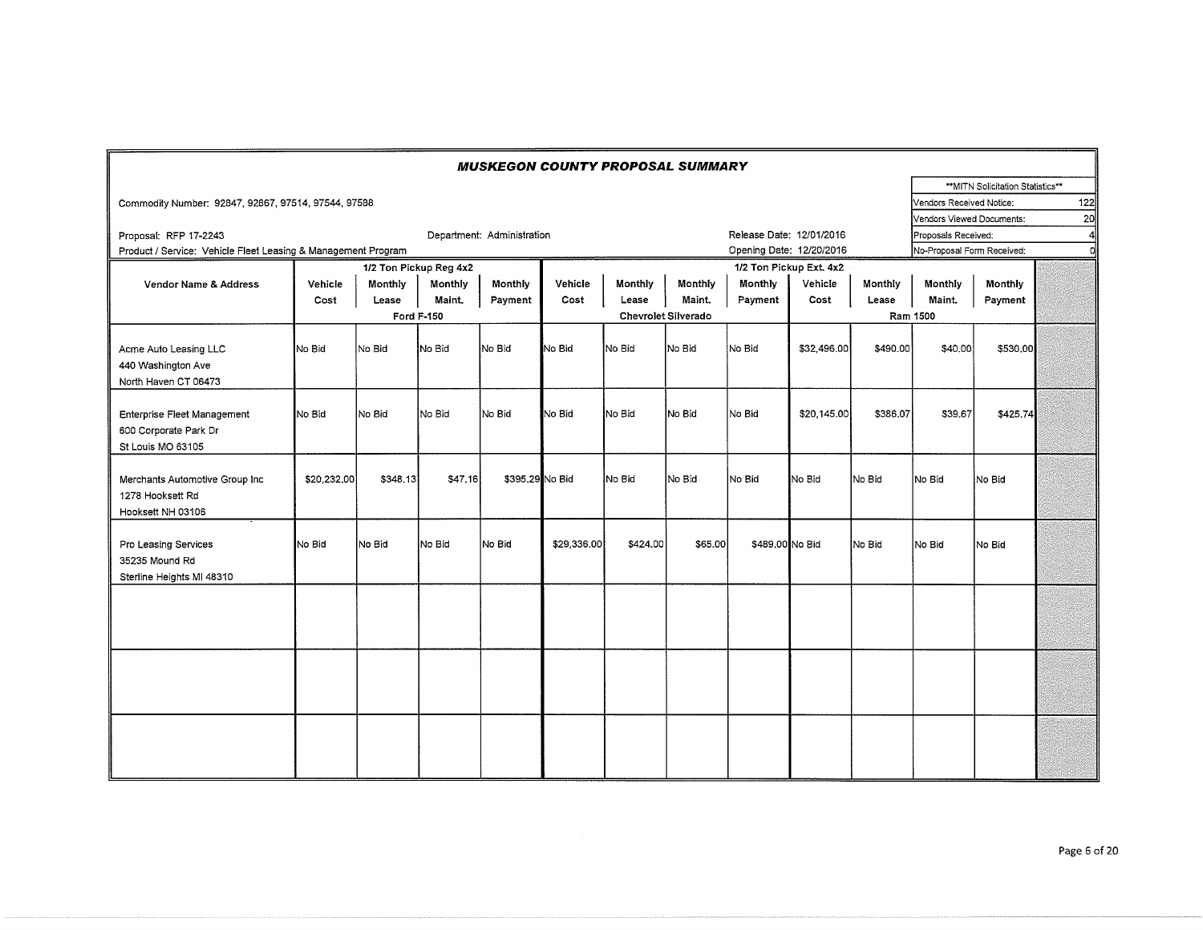## MUSKEGON COUNTY PROPOSAL SUMMARY

Commodity Number: 92847, 92867, 97514, 97544, 97588

Proposal: RFP 17-2243 | Department: Administration | Release Date: 12/01/2016

Product / Service: Vehicle Fleet Leasing & Management Program | Opening Date: 12/20/2016

| **MITN Solicitation Statistics** | |
|---|---|
| Vendors Received Notice: | 122 |
| Vendors Viewed Documents: | 20 |
| Proposals Received: | 4 |
| No-Proposal Form Received: | 0 |

| Vendor Name & Address | 1/2 Ton Pickup Reg 4x2 Ford F-150 | | | | 1/2 Ton Pickup Ext. 4x2 Chevrolet Silverado | | | | Ram 1500 | | | |
|---|---|---|---|---|---|---|---|---|---|---|---|---|
| | Vehicle Cost | Monthly Lease | Monthly Maint. | Monthly Payment | Vehicle Cost | Monthly Lease | Monthly Maint. | Monthly Payment | Vehicle Cost | Monthly Lease | Monthly Maint. | Monthly Payment |
| Acme Auto Leasing LLC<br>440 Washington Ave<br>North Haven CT 06473 | No Bid | No Bid | No Bid | No Bid | No Bid | No Bid | No Bid | No Bid | $32,496.00 | $490.00 | $40.00 | $530.00 |
| Enterprise Fleet Management<br>600 Corporate Park Dr<br>St Louis MO 63105 | No Bid | No Bid | No Bid | No Bid | No Bid | No Bid | No Bid | No Bid | $20,145.00 | $386.07 | $39.67 | $425.74 |
| Merchants Automotive Group Inc<br>1278 Hooksett Rd<br>Hooksett NH 03106 | $20,232.00 | $348.13 | $47.16 | $395.29 | No Bid | No Bid | No Bid | No Bid | No Bid | No Bid | No Bid | No Bid |
| Pro Leasing Services<br>35235 Mound Rd<br>Sterline Heights MI 48310 | No Bid | No Bid | No Bid | No Bid | $29,336.00 | $424.00 | $65.00 | $489.00 | No Bid | No Bid | No Bid | No Bid |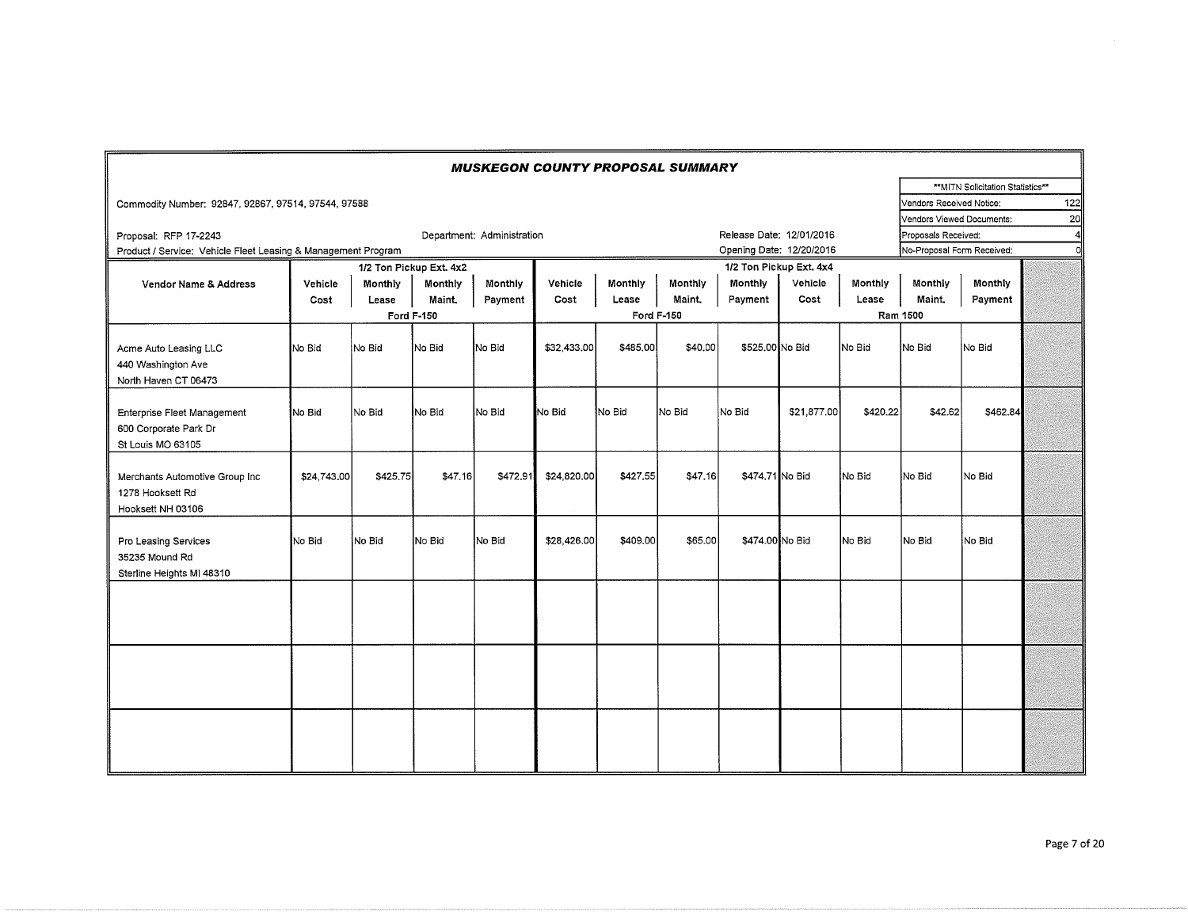# MUSKEGON COUNTY PROPOSAL SUMMARY

Commodity Number: 92847, 92867, 97514, 97544, 97588

Proposal: RFP 17-2243

Department: Administration

Product / Service: Vehicle Fleet Leasing & Management Program

Release Date: 12/01/2016

Opening Date: 12/20/2016

| **MITN Solicitation Statistics** | |
|---|---|
| Vendors Received Notice: | 122 |
| Vendors Viewed Documents: | 20 |
| Proposals Received: | 4 |
| No-Proposal Form Received: | 0 |

| Vendor Name & Address | 1/2 Ton Pickup Ext. 4x2 Ford F-150 | | | | 1/2 Ton Pickup Ext. 4x4 Ford F-150 | | | | Ram 1500 | | | | |
|---|---|---|---|---|---|---|---|---|---|---|---|---|---|
| | Vehicle Cost | Monthly Lease | Monthly Maint. | Monthly Payment | Vehicle Cost | Monthly Lease | Monthly Maint. | Monthly Payment | Vehicle Cost | Monthly Lease | Monthly Maint. | Monthly Payment | |
| Acme Auto Leasing LLC<br>440 Washington Ave<br>North Haven CT 06473 | No Bid | No Bid | No Bid | No Bid | $32,433.00 | $485.00 | $40.00 | $525.00 | No Bid | No Bid | No Bid | No Bid | |
| Enterprise Fleet Management<br>600 Corporate Park Dr<br>St Louis MO 63105 | No Bid | No Bid | No Bid | No Bid | No Bid | No Bid | No Bid | No Bid | $21,877.00 | $420.22 | $42.62 | $462.84 | |
| Merchants Automotive Group Inc<br>1278 Hooksett Rd<br>Hooksett NH 03106 | $24,743.00 | $425.75 | $47.16 | $472.91 | $24,820.00 | $427.55 | $47.16 | $474.71 | No Bid | No Bid | No Bid | No Bid | |
| Pro Leasing Services<br>35235 Mound Rd<br>Sterline Heights MI 48310 | No Bid | No Bid | No Bid | No Bid | $28,426.00 | $409.00 | $65.00 | $474.00 | No Bid | No Bid | No Bid | No Bid | |
| | | | | | | | | | | | | | |
| | | | | | | | | | | | | | |
| | | | | | | | | | | | | | |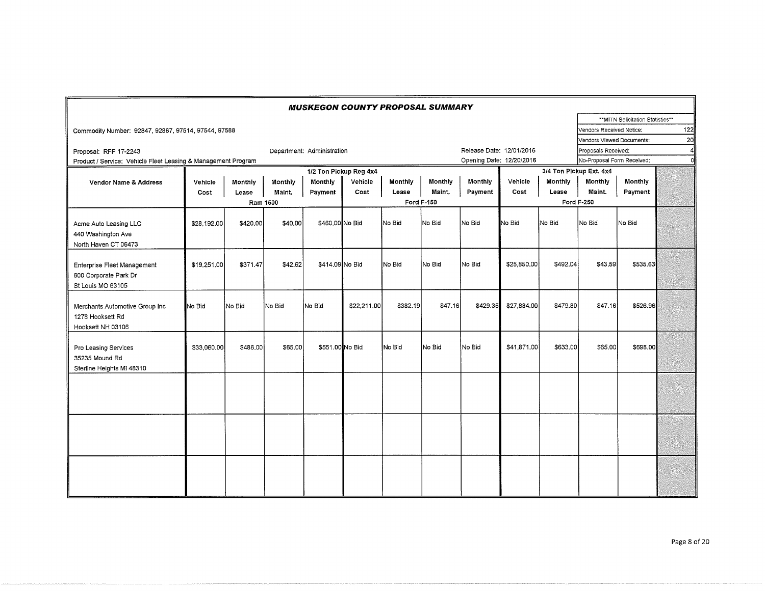## *MUSKEGON COUNTY PROPOSAL SUMMARY*

Commodity Number: 92847, 92867, 97514, 97544, 97588

Proposal: RFP 17-2243 | Department: Administration | Release Date: 12/01/2016

Product / Service: Vehicle Fleet Leasing & Management Program | Opening Date: 12/20/2016

| **MITN Solicitation Statistics** | |
|---|---|
| Vendors Received Notice: | 122 |
| Vendors Viewed Documents: | 20 |
| Proposals Received: | 4 |
| No-Proposal Form Received: | 0 |

| Vendor Name & Address | 1/2 Ton Pickup Reg 4x4 | | | | | | | | 3/4 Ton Pickup Ext. 4x4 | | | |
|---|---|---|---|---|---|---|---|---|---|---|---|---|
| | Ram 1500 | | | | Ford F-150 | | | | Ford F-250 | | | |
| | Vehicle Cost | Monthly Lease | Monthly Maint. | Monthly Payment | Vehicle Cost | Monthly Lease | Monthly Maint. | Monthly Payment | Vehicle Cost | Monthly Lease | Monthly Maint. | Monthly Payment |
| Acme Auto Leasing LLC<br>440 Washington Ave<br>North Haven CT 06473 | $28,192.00 | $420.00 | $40.00 | $460.00 | No Bid | No Bid | No Bid | No Bid | No Bid | No Bid | No Bid | No Bid |
| Enterprise Fleet Management<br>600 Corporate Park Dr<br>St Louis MO 63105 | $19,251.00 | $371.47 | $42.62 | $414.09 | No Bid | No Bid | No Bid | No Bid | $25,850.00 | $492.04 | $43.59 | $535.63 |
| Merchants Automotive Group Inc<br>1278 Hooksett Rd<br>Hooksett NH 03106 | No Bid | No Bid | No Bid | No Bid | $22,211.00 | $382.19 | $47.16 | $429.35 | $27,884.00 | $479.80 | $47.16 | $526.96 |
| Pro Leasing Services<br>35235 Mound Rd<br>Sterline Heights MI 48310 | $33,060.00 | $486.00 | $65.00 | $551.00 | No Bid | No Bid | No Bid | No Bid | $41,871.00 | $633.00 | $65.00 | $698.00 |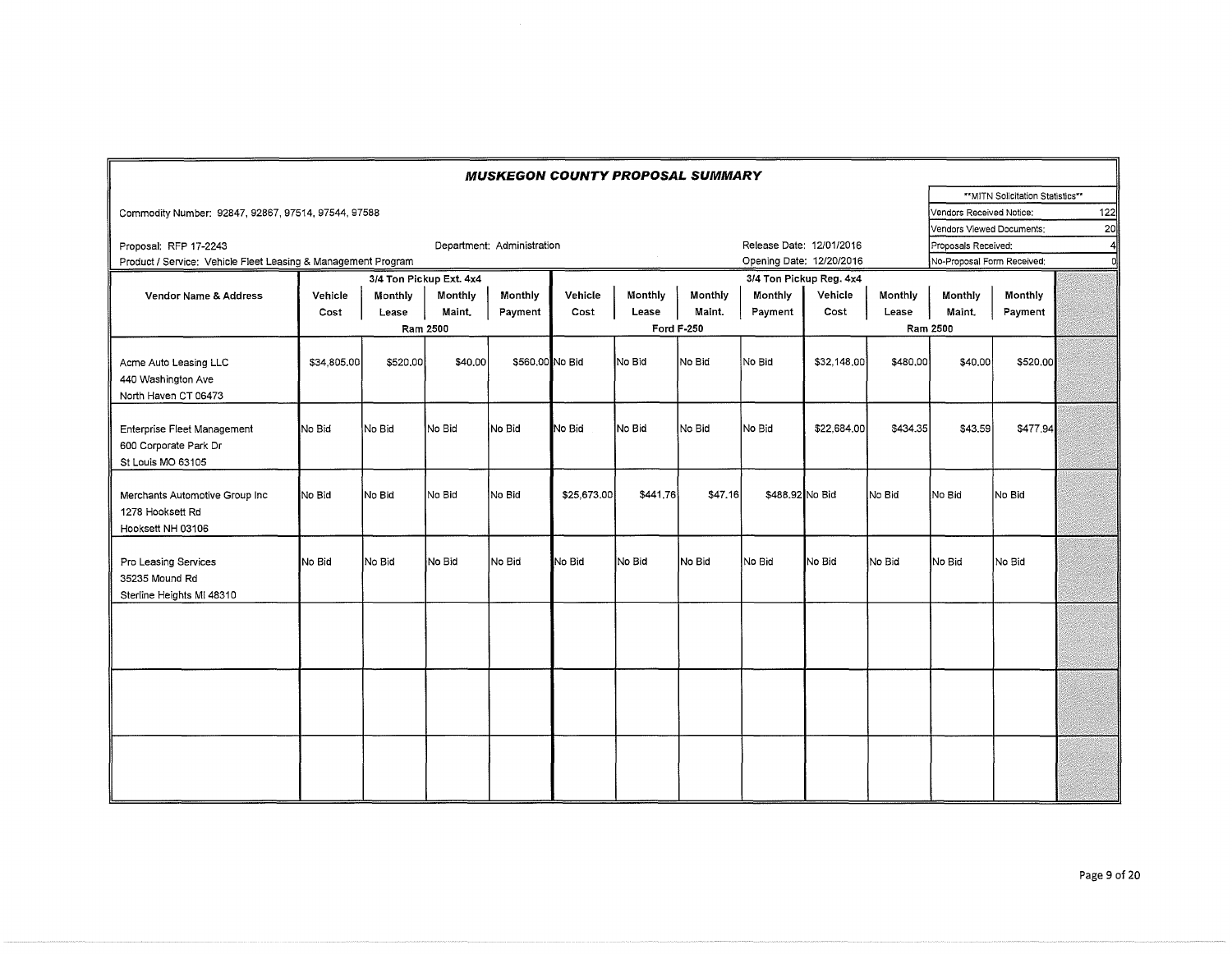# MUSKEGON COUNTY PROPOSAL SUMMARY

Commodity Number: 92847, 92867, 97514, 97544, 97588

Proposal: RFP 17-2243 — Department: Administration — Release Date: 12/01/2016

Product / Service: Vehicle Fleet Leasing & Management Program — Opening Date: 12/20/2016

| **MITN Solicitation Statistics** | |
|---|---|
| Vendors Received Notice: | 122 |
| Vendors Viewed Documents: | 20 |
| Proposals Received: | 4 |
| No-Proposal Form Received: | 0 |

| Vendor Name & Address | 3/4 Ton Pickup Ext. 4x4 Ram 2500 | | | | Ford F-250 | | | | 3/4 Ton Pickup Reg. 4x4 Ram 2500 | | | | |
|---|---|---|---|---|---|---|---|---|---|---|---|---|---|
| | Vehicle Cost | Monthly Lease | Monthly Maint. | Monthly Payment | Vehicle Cost | Monthly Lease | Monthly Maint. | Monthly Payment | Vehicle Cost | Monthly Lease | Monthly Maint. | Monthly Payment | |
| Acme Auto Leasing LLC<br>440 Washington Ave<br>North Haven CT 06473 | $34,805.00 | $520.00 | $40.00 | $560.00 | No Bid | No Bid | No Bid | No Bid | $32,148.00 | $480.00 | $40.00 | $520.00 | |
| Enterprise Fleet Management<br>600 Corporate Park Dr<br>St Louis MO 63105 | No Bid | No Bid | No Bid | No Bid | No Bid | No Bid | No Bid | No Bid | $22,684.00 | $434.35 | $43.59 | $477.94 | |
| Merchants Automotive Group Inc<br>1278 Hooksett Rd<br>Hooksett NH 03106 | No Bid | No Bid | No Bid | No Bid | $25,673.00 | $441.76 | $47.16 | $488.92 | No Bid | No Bid | No Bid | No Bid | |
| Pro Leasing Services<br>35235 Mound Rd<br>Sterline Heights MI 48310 | No Bid | No Bid | No Bid | No Bid | No Bid | No Bid | No Bid | No Bid | No Bid | No Bid | No Bid | No Bid | |
| | | | | | | | | | | | | | |
| | | | | | | | | | | | | | |
| | | | | | | | | | | | | | |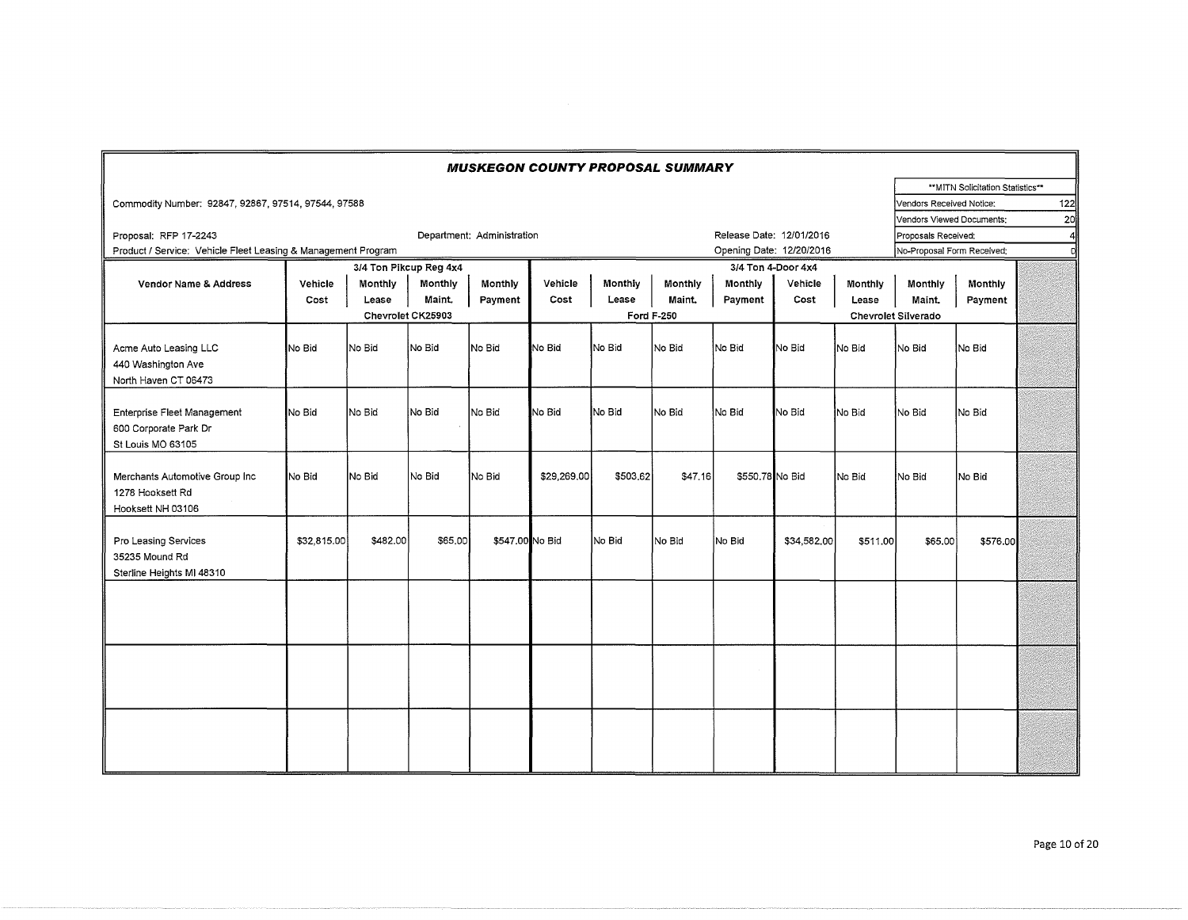# MUSKEGON COUNTY PROPOSAL SUMMARY

Commodity Number: 92847, 92867, 97514, 97544, 97588

Proposal: RFP 17-2243

Department: Administration

Product / Service: Vehicle Fleet Leasing & Management Program

Release Date: 12/01/2016

Opening Date: 12/20/2016

| **MITN Solicitation Statistics** | |
|---|---|
| Vendors Received Notice: | 122 |
| Vendors Viewed Documents: | 20 |
| Proposals Received: | 4 |
| No-Proposal Form Received: | 0 |

| Vendor Name & Address | 3/4 Ton Pikcup Reg 4x4 Chevrolet CK25903 | | | | 3/4 Ton 4-Door 4x4 Ford F-250 | | | | Chevrolet Silverado | | | |
|---|---|---|---|---|---|---|---|---|---|---|---|---|
| | Vehicle Cost | Monthly Lease | Monthly Maint. | Monthly Payment | Vehicle Cost | Monthly Lease | Monthly Maint. | Monthly Payment | Vehicle Cost | Monthly Lease | Monthly Maint. | Monthly Payment |
| Acme Auto Leasing LLC<br>440 Washington Ave<br>North Haven CT 06473 | No Bid | No Bid | No Bid | No Bid | No Bid | No Bid | No Bid | No Bid | No Bid | No Bid | No Bid | No Bid |
| Enterprise Fleet Management<br>600 Corporate Park Dr<br>St Louis MO 63105 | No Bid | No Bid | No Bid | No Bid | No Bid | No Bid | No Bid | No Bid | No Bid | No Bid | No Bid | No Bid |
| Merchants Automotive Group Inc<br>1278 Hooksett Rd<br>Hooksett NH 03106 | No Bid | No Bid | No Bid | No Bid | $29,269.00 | $503.62 | $47.16 | $550.78 | No Bid | No Bid | No Bid | No Bid |
| Pro Leasing Services<br>35235 Mound Rd<br>Sterline Heights MI 48310 | $32,815.00 | $482.00 | $65.00 | $547.00 | No Bid | No Bid | No Bid | No Bid | $34,582.00 | $511.00 | $65.00 | $576.00 |
| | | | | | | | | | | | | |
| | | | | | | | | | | | | |
| | | | | | | | | | | | | |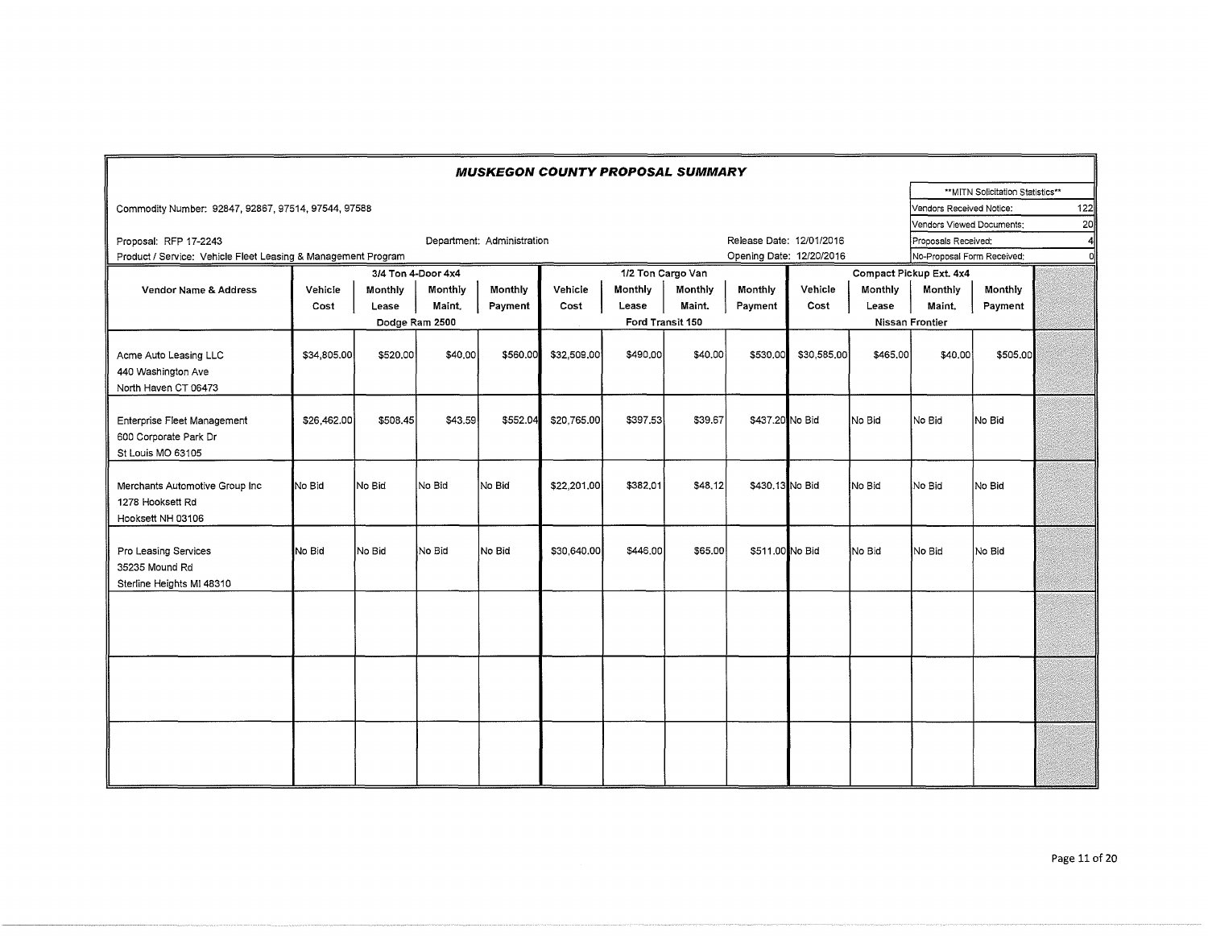# MUSKEGON COUNTY PROPOSAL SUMMARY

Commodity Number: 92847, 92867, 97514, 97544, 97588

Proposal: RFP 17-2243

Department: Administration

Release Date: 12/01/2016

Opening Date: 12/20/2016

Product / Service: Vehicle Fleet Leasing & Management Program

| **MITN Solicitation Statistics** | |
|---|---|
| Vendors Received Notice: | 122 |
| Vendors Viewed Documents: | 20 |
| Proposals Received: | 4 |
| No-Proposal Form Received: | 0 |

| Vendor Name & Address | 3/4 Ton 4-Door 4x4 Dodge Ram 2500 | | | | 1/2 Ton Cargo Van Ford Transit 150 | | | | Compact Pickup Ext. 4x4 Nissan Frontier | | | |
|---|---|---|---|---|---|---|---|---|---|---|---|---|
| | Vehicle Cost | Monthly Lease | Monthly Maint. | Monthly Payment | Vehicle Cost | Monthly Lease | Monthly Maint. | Monthly Payment | Vehicle Cost | Monthly Lease | Monthly Maint. | Monthly Payment |
| Acme Auto Leasing LLC<br>440 Washington Ave<br>North Haven CT 06473 | $34,805.00 | $520.00 | $40.00 | $560.00 | $32,509.00 | $490.00 | $40.00 | $530.00 | $30,585.00 | $465.00 | $40.00 | $505.00 |
| Enterprise Fleet Management<br>600 Corporate Park Dr<br>St Louis MO 63105 | $26,462.00 | $508.45 | $43.59 | $552.04 | $20,765.00 | $397.53 | $39.67 | $437.20 | No Bid | No Bid | No Bid | No Bid |
| Merchants Automotive Group Inc<br>1278 Hooksett Rd<br>Hooksett NH 03106 | No Bid | No Bid | No Bid | No Bid | $22,201.00 | $382.01 | $48.12 | $430.13 | No Bid | No Bid | No Bid | No Bid |
| Pro Leasing Services<br>35235 Mound Rd<br>Sterline Heights MI 48310 | No Bid | No Bid | No Bid | No Bid | $30,640.00 | $446.00 | $65.00 | $511.00 | No Bid | No Bid | No Bid | No Bid |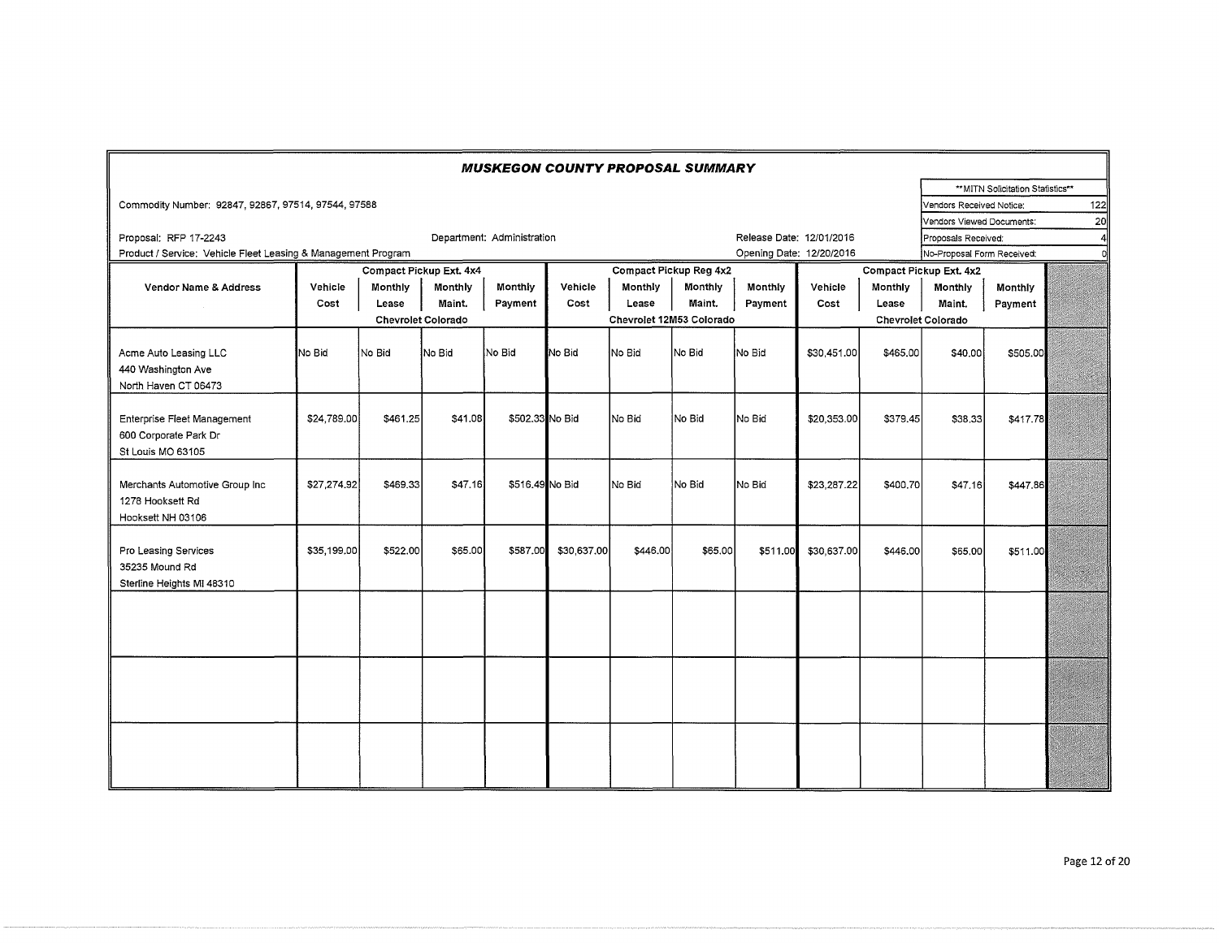# MUSKEGON COUNTY PROPOSAL SUMMARY

Commodity Number: 92847, 92867, 97514, 97544, 97588

Proposal: RFP 17-2243

Department: Administration

Product / Service: Vehicle Fleet Leasing & Management Program

Release Date: 12/01/2016

Opening Date: 12/20/2016

| **MITN Solicitation Statistics** | |
|---|---|
| Vendors Received Notice: | 122 |
| Vendors Viewed Documents: | 20 |
| Proposals Received: | 4 |
| No-Proposal Form Received: | 0 |

| Vendor Name & Address | Compact Pickup Ext. 4x4 Chevrolet Colorado | | | | Compact Pickup Reg 4x2 Chevrolet 12M53 Colorado | | | | Compact Pickup Ext. 4x2 Chevrolet Colorado | | | |
|---|---|---|---|---|---|---|---|---|---|---|---|---|
| | Vehicle Cost | Monthly Lease | Monthly Maint. | Monthly Payment | Vehicle Cost | Monthly Lease | Monthly Maint. | Monthly Payment | Vehicle Cost | Monthly Lease | Monthly Maint. | Monthly Payment |
| Acme Auto Leasing LLC<br>440 Washington Ave<br>North Haven CT 06473 | No Bid | No Bid | No Bid | No Bid | No Bid | No Bid | No Bid | No Bid | $30,451.00 | $465.00 | $40.00 | $505.00 |
| Enterprise Fleet Management<br>600 Corporate Park Dr<br>St Louis MO 63105 | $24,789.00 | $461.25 | $41.08 | $502.33 | No Bid | No Bid | No Bid | No Bid | $20,353.00 | $379.45 | $38.33 | $417.78 |
| Merchants Automotive Group Inc<br>1278 Hooksett Rd<br>Hooksett NH 03106 | $27,274.92 | $469.33 | $47.16 | $516.49 | No Bid | No Bid | No Bid | No Bid | $23,287.22 | $400.70 | $47.16 | $447.86 |
| Pro Leasing Services<br>35235 Mound Rd<br>Sterline Heights MI 48310 | $35,199.00 | $522.00 | $65.00 | $587.00 | $30,637.00 | $446.00 | $65.00 | $511.00 | $30,637.00 | $446.00 | $65.00 | $511.00 |
| | | | | | | | | | | | | |
| | | | | | | | | | | | | |
| | | | | | | | | | | | | |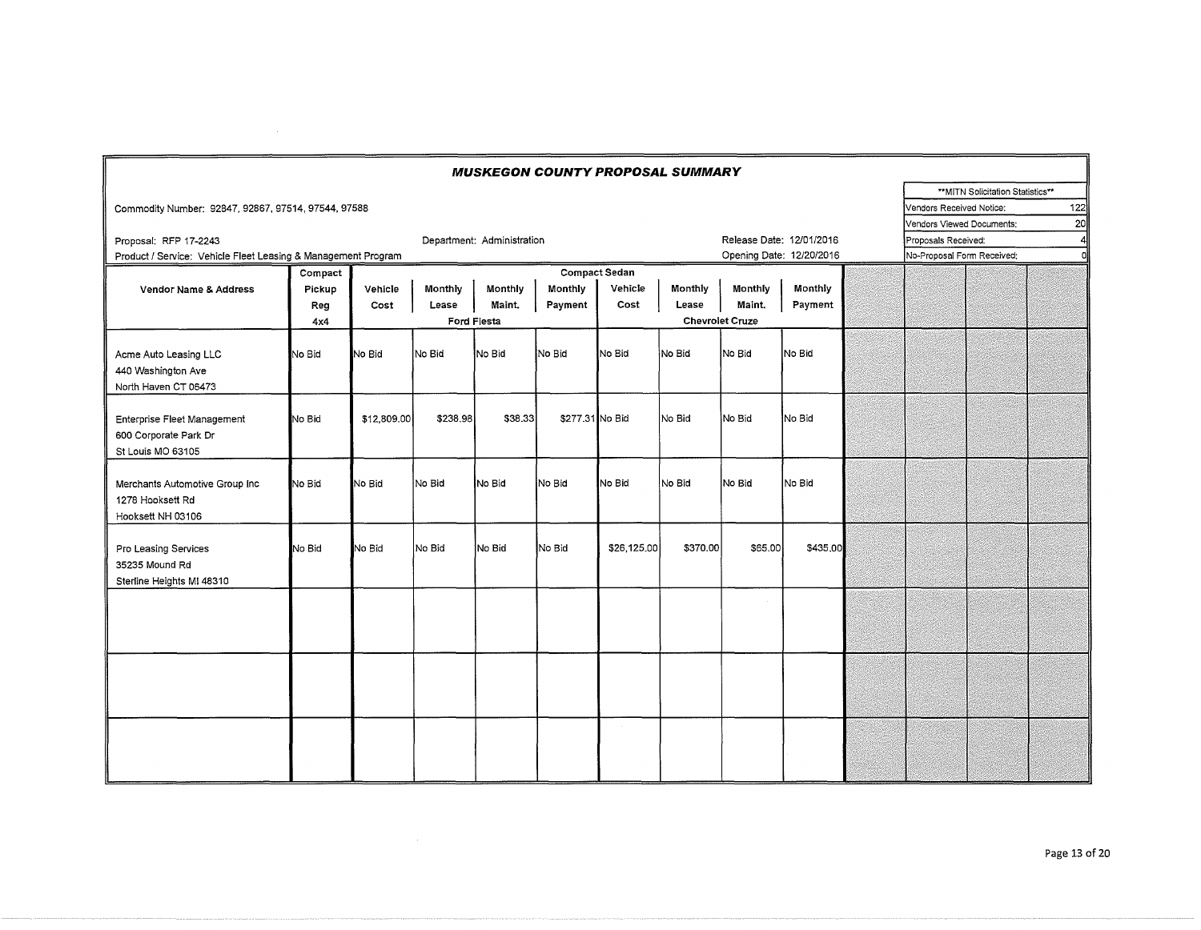# MUSKEGON COUNTY PROPOSAL SUMMARY

Commodity Number: 92847, 92867, 97514, 97544, 97588

Proposal: RFP 17-2243

Department: Administration

Release Date: 12/01/2016

Product / Service: Vehicle Fleet Leasing & Management Program

Opening Date: 12/20/2016

| **MITN Solicitation Statistics** | |
|---|---|
| Vendors Received Notice: | 122 |
| Vendors Viewed Documents: | 20 |
| Proposals Received: | 4 |
| No-Proposal Form Received: | 0 |

| Vendor Name & Address | Compact Pickup Reg 4x4 | Compact Sedan | | | | | | | |
|---|---|---|---|---|---|---|---|---|---|
| | | Ford Fiesta | | | | Chevrolet Cruze | | | |
| | | Vehicle Cost | Monthly Lease | Monthly Maint. | Monthly Payment | Vehicle Cost | Monthly Lease | Monthly Maint. | Monthly Payment |
| Acme Auto Leasing LLC<br>440 Washington Ave<br>North Haven CT 06473 | No Bid | No Bid | No Bid | No Bid | No Bid | No Bid | No Bid | No Bid | No Bid |
| Enterprise Fleet Management<br>600 Corporate Park Dr<br>St Louis MO 63105 | No Bid | $12,809.00 | $238.98 | $38.33 | $277.31 | No Bid | No Bid | No Bid | No Bid |
| Merchants Automotive Group Inc<br>1278 Hooksett Rd<br>Hooksett NH 03106 | No Bid | No Bid | No Bid | No Bid | No Bid | No Bid | No Bid | No Bid | No Bid |
| Pro Leasing Services<br>35235 Mound Rd<br>Sterline Heights MI 48310 | No Bid | No Bid | No Bid | No Bid | No Bid | $26,125.00 | $370.00 | $65.00 | $435.00 |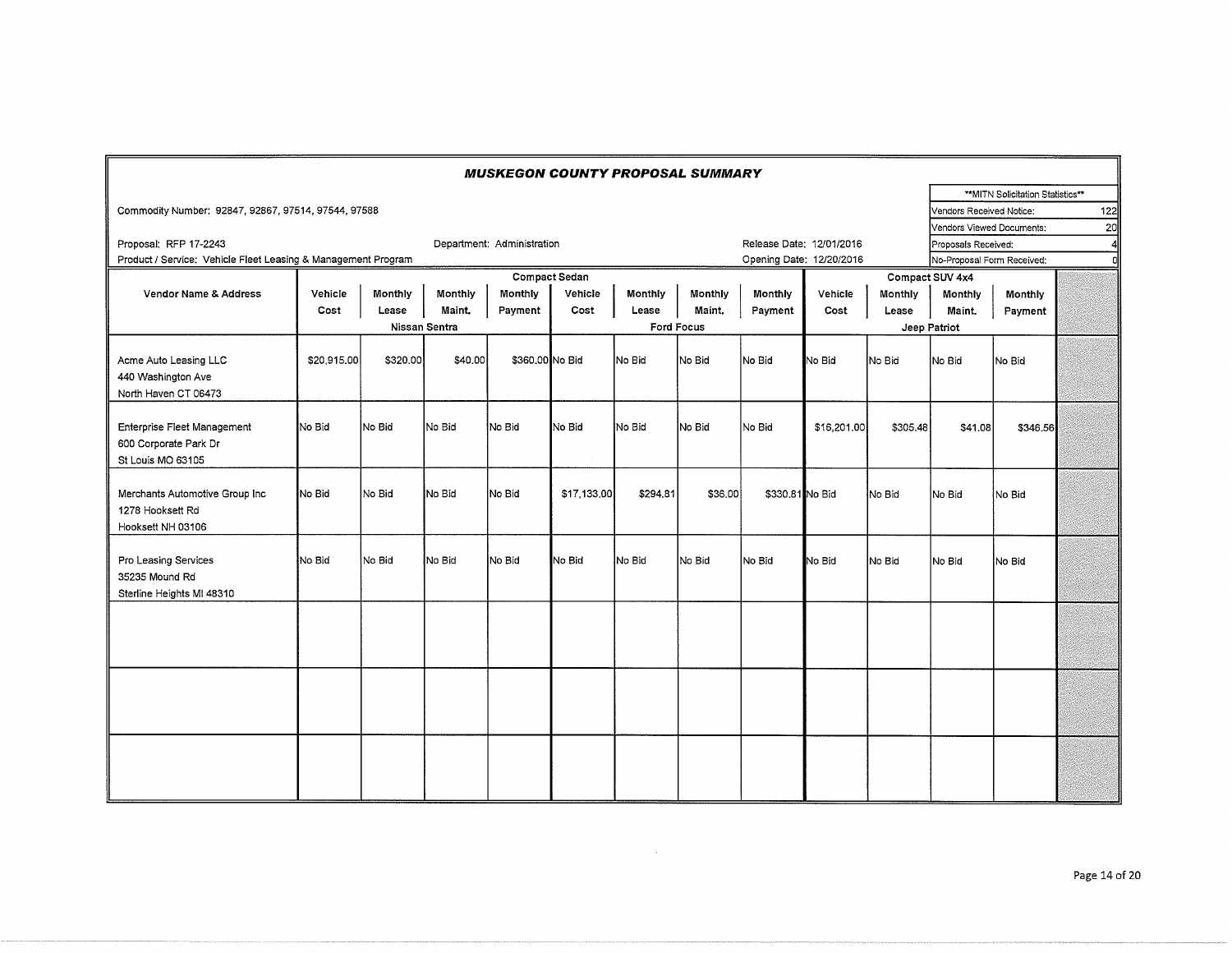# *MUSKEGON COUNTY PROPOSAL SUMMARY*

Commodity Number: 92847, 92867, 97514, 97544, 97588

Proposal: RFP 17-2243 | Department: Administration | Release Date: 12/01/2016

Product / Service: Vehicle Fleet Leasing & Management Program | Opening Date: 12/20/2016

| **MITN Solicitation Statistics** | |
|---|---|
| Vendors Received Notice: | 122 |
| Vendors Viewed Documents: | 20 |
| Proposals Received: | 4 |
| No-Proposal Form Received: | 0 |

| Vendor Name & Address | Compact Sedan | | | | | | | | Compact SUV 4x4 | | | |
|---|---|---|---|---|---|---|---|---|---|---|---|---|
| | Vehicle Cost | Monthly Lease | Monthly Maint. | Monthly Payment | Vehicle Cost | Monthly Lease | Monthly Maint. | Monthly Payment | Vehicle Cost | Monthly Lease | Monthly Maint. | Monthly Payment |
| | Nissan Sentra | | | | Ford Focus | | | | Jeep Patriot | | | |
| Acme Auto Leasing LLC<br>440 Washington Ave<br>North Haven CT 06473 | $20,915.00 | $320.00 | $40.00 | $360.00 | No Bid | No Bid | No Bid | No Bid | No Bid | No Bid | No Bid | No Bid |
| Enterprise Fleet Management<br>600 Corporate Park Dr<br>St Louis MO 63105 | No Bid | No Bid | No Bid | No Bid | No Bid | No Bid | No Bid | No Bid | $16,201.00 | $305.48 | $41.08 | $346.56 |
| Merchants Automotive Group Inc<br>1278 Hooksett Rd<br>Hooksett NH 03106 | No Bid | No Bid | No Bid | No Bid | $17,133.00 | $294.81 | $36.00 | $330.81 | No Bid | No Bid | No Bid | No Bid |
| Pro Leasing Services<br>35235 Mound Rd<br>Sterline Heights MI 48310 | No Bid | No Bid | No Bid | No Bid | No Bid | No Bid | No Bid | No Bid | No Bid | No Bid | No Bid | No Bid |
| | | | | | | | | | | | | |
| | | | | | | | | | | | | |
| | | | | | | | | | | | | |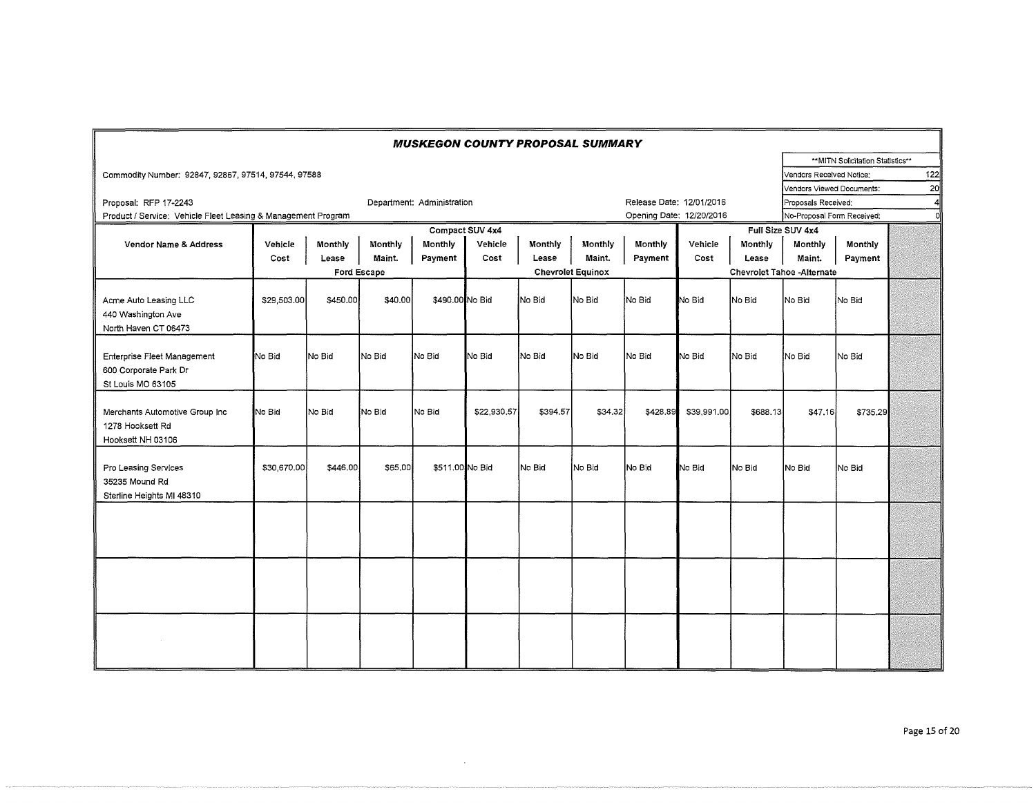# MUSKEGON COUNTY PROPOSAL SUMMARY

| **MITN Solicitation Statistics** | |
|---|---|
| Vendors Received Notice: | 122 |
| Vendors Viewed Documents: | 20 |
| Proposals Received: | 4 |
| No-Proposal Form Received: | 0 |

Commodity Number: 92847, 92867, 97514, 97544, 97588

Proposal: RFP 17-2243

Department: Administration

Release Date: 12/01/2016

Product / Service: Vehicle Fleet Leasing & Management Program

Opening Date: 12/20/2016

| Vendor Name & Address | Compact SUV 4x4 | | | | | | | | Full Size SUV 4x4 | | | |
|---|---|---|---|---|---|---|---|---|---|---|---|---|
| | Ford Escape | | | | Chevrolet Equinox | | | | Chevrolet Tahoe -Alternate | | | |
| | Vehicle Cost | Monthly Lease | Monthly Maint. | Monthly Payment | Vehicle Cost | Monthly Lease | Monthly Maint. | Monthly Payment | Vehicle Cost | Monthly Lease | Monthly Maint. | Monthly Payment |
| Acme Auto Leasing LLC<br>440 Washington Ave<br>North Haven CT 06473 | $29,503.00 | $450.00 | $40.00 | $490.00 | No Bid | No Bid | No Bid | No Bid | No Bid | No Bid | No Bid | No Bid |
| Enterprise Fleet Management<br>600 Corporate Park Dr<br>St Louis MO 63105 | No Bid | No Bid | No Bid | No Bid | No Bid | No Bid | No Bid | No Bid | No Bid | No Bid | No Bid | No Bid |
| Merchants Automotive Group Inc<br>1278 Hooksett Rd<br>Hooksett NH 03106 | No Bid | No Bid | No Bid | No Bid | $22,930.57 | $394.57 | $34.32 | $428.89 | $39,991.00 | $688.13 | $47.16 | $735.29 |
| Pro Leasing Services<br>35235 Mound Rd<br>Sterline Heights MI 48310 | $30,670.00 | $446.00 | $65.00 | $511.00 | No Bid | No Bid | No Bid | No Bid | No Bid | No Bid | No Bid | No Bid |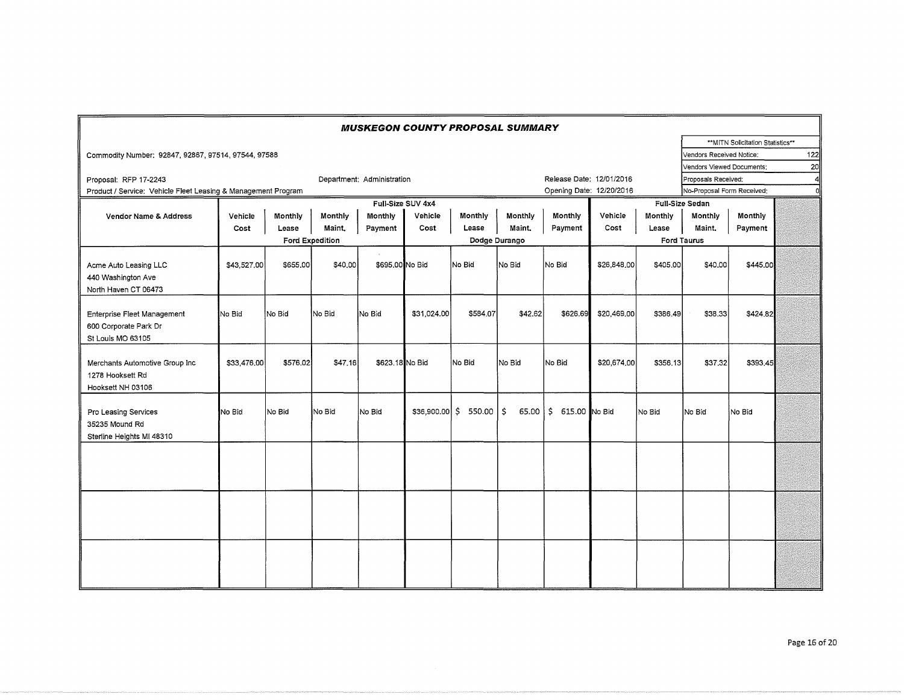## *MUSKEGON COUNTY PROPOSAL SUMMARY*

Commodity Number: 92847, 92867, 97514, 97544, 97588

Proposal: RFP 17-2243

Department: Administration

Product / Service: Vehicle Fleet Leasing & Management Program

Release Date: 12/01/2016

Opening Date: 12/20/2016

| **MITN Solicitation Statistics** | |
|---|---|
| Vendors Received Notice: | 122 |
| Vendors Viewed Documents: | 20 |
| Proposals Received: | 4 |
| No-Proposal Form Received: | 0 |

| Vendor Name & Address | Full-Size SUV 4x4 | | | | | | | | Full-Size Sedan | | | | |
|---|---|---|---|---|---|---|---|---|---|---|---|---|---|
| | Vehicle Cost | Monthly Lease | Monthly Maint. | Monthly Payment | Vehicle Cost | Monthly Lease | Monthly Maint. | Monthly Payment | Vehicle Cost | Monthly Lease | Monthly Maint. | Monthly Payment | |
| | Ford Expedition | | | | Dodge Durango | | | | Ford Taurus | | | | |
| Acme Auto Leasing LLC<br>440 Washington Ave<br>North Haven CT 06473 | $43,527.00 | $655.00 | $40.00 | $695.00 | No Bid | No Bid | No Bid | No Bid | $26,848.00 | $405.00 | $40.00 | $445.00 | |
| Enterprise Fleet Management<br>600 Corporate Park Dr<br>St Louis MO 63105 | No Bid | No Bid | No Bid | No Bid | $31,024.00 | $584.07 | $42.62 | $626.69 | $20,469.00 | $386.49 | $38.33 | $424.82 | |
| Merchants Automotive Group Inc<br>1278 Hooksett Rd<br>Hooksett NH 03106 | $33,476.00 | $576.02 | $47.16 | $623.18 | No Bid | No Bid | No Bid | No Bid | $20,674.00 | $356.13 | $37.32 | $393.45 | |
| Pro Leasing Services<br>35235 Mound Rd<br>Sterline Heights MI 48310 | No Bid | No Bid | No Bid | No Bid | $36,900.00 | $ 550.00 | $ 65.00 | $ 615.00 | No Bid | No Bid | No Bid | No Bid | |
| | | | | | | | | | | | | | |
| | | | | | | | | | | | | | |
| | | | | | | | | | | | | | |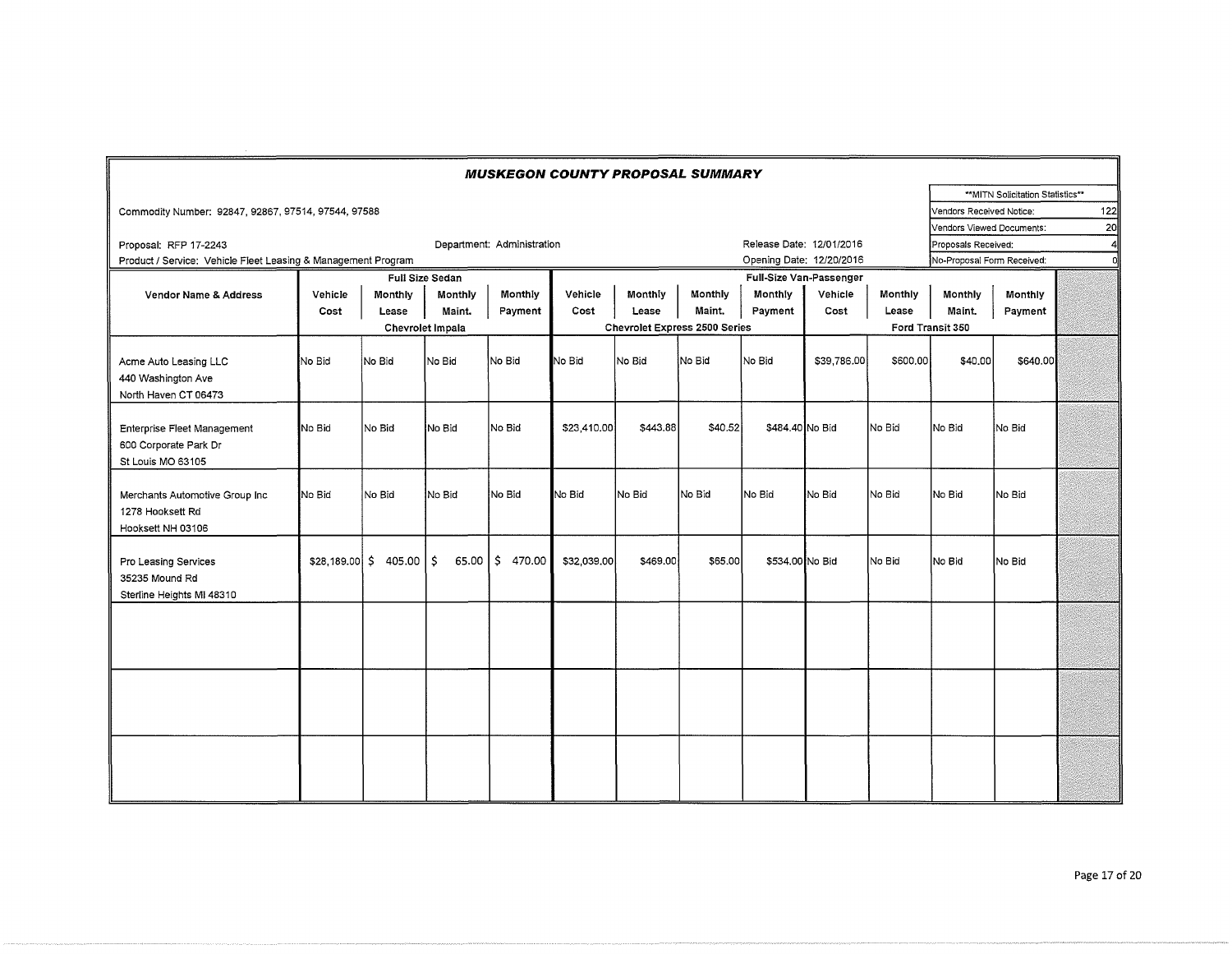# *MUSKEGON COUNTY PROPOSAL SUMMARY*

Commodity Number: 92847, 92867, 97514, 97544, 97588

Proposal: RFP 17-2243 | Department: Administration | Release Date: 12/01/2016

Product / Service: Vehicle Fleet Leasing & Management Program | Opening Date: 12/20/2016

| **MITN Solicitation Statistics** | |
|---|---|
| Vendors Received Notice: | 122 |
| Vendors Viewed Documents: | 20 |
| Proposals Received: | 4 |
| No-Proposal Form Received: | 0 |

| Vendor Name & Address | Full Size Sedan | | | | Full-Size Van-Passenger | | | | | | | |
|---|---|---|---|---|---|---|---|---|---|---|---|---|
| | Chevrolet Impala | | | | Chevrolet Express 2500 Series | | | | Ford Transit 350 | | | |
| | Vehicle Cost | Monthly Lease | Monthly Maint. | Monthly Payment | Vehicle Cost | Monthly Lease | Monthly Maint. | Monthly Payment | Vehicle Cost | Monthly Lease | Monthly Maint. | Monthly Payment |
| Acme Auto Leasing LLC<br>440 Washington Ave<br>North Haven CT 06473 | No Bid | No Bid | No Bid | No Bid | No Bid | No Bid | No Bid | No Bid | $39,786.00 | $600.00 | $40.00 | $640.00 |
| Enterprise Fleet Management<br>600 Corporate Park Dr<br>St Louis MO 63105 | No Bid | No Bid | No Bid | No Bid | $23,410.00 | $443.88 | $40.52 | $484.40 | No Bid | No Bid | No Bid | No Bid |
| Merchants Automotive Group Inc<br>1278 Hooksett Rd<br>Hooksett NH 03106 | No Bid | No Bid | No Bid | No Bid | No Bid | No Bid | No Bid | No Bid | No Bid | No Bid | No Bid | No Bid |
| Pro Leasing Services<br>35235 Mound Rd<br>Sterline Heights MI 48310 | $28,189.00 | $ 405.00 | $ 65.00 | $ 470.00 | $32,039.00 | $469.00 | $65.00 | $534.00 | No Bid | No Bid | No Bid | No Bid |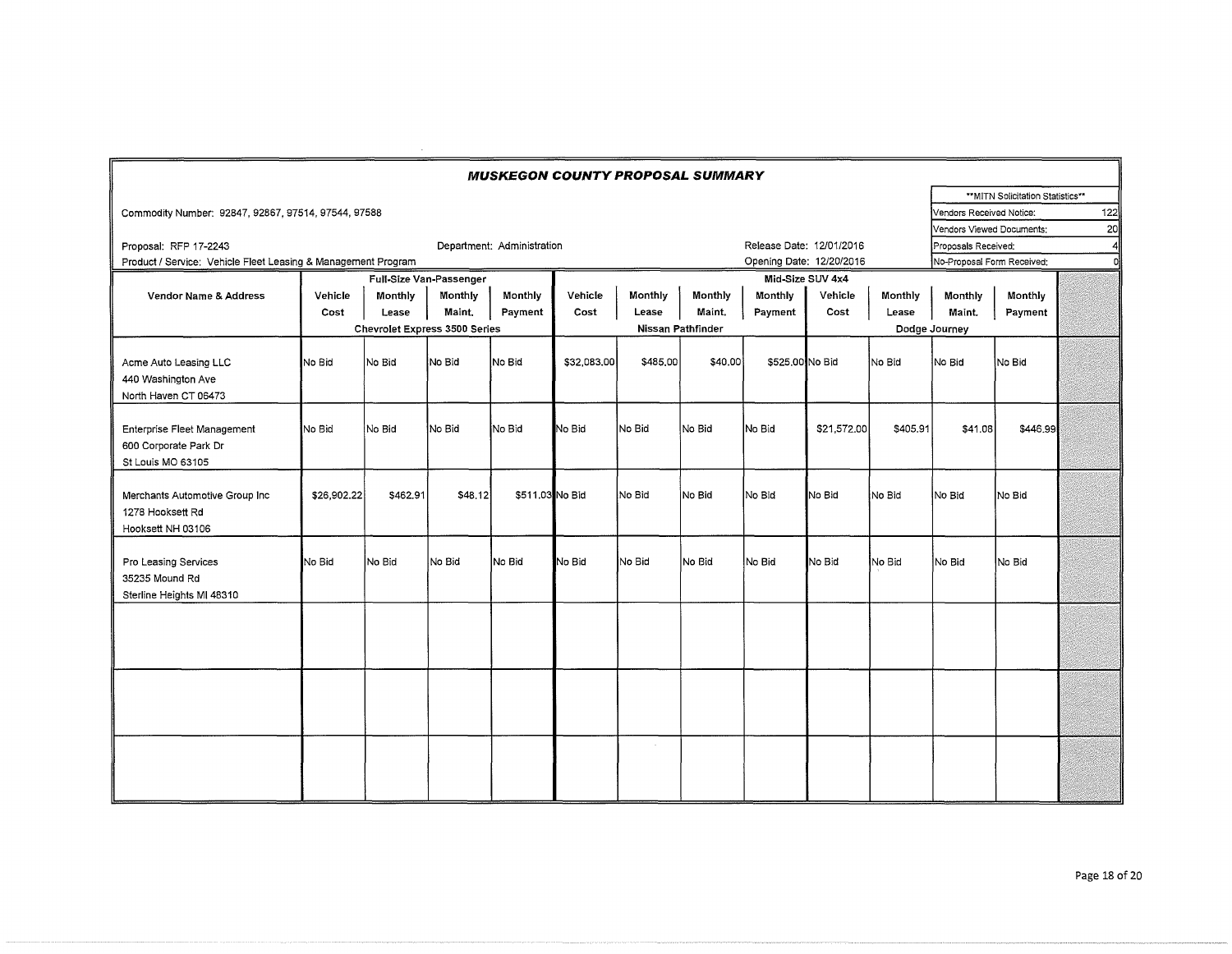# MUSKEGON COUNTY PROPOSAL SUMMARY

Commodity Number: 92847, 92867, 97514, 97544, 97588

Proposal: RFP 17-2243

Department: Administration

Product / Service: Vehicle Fleet Leasing & Management Program

Release Date: 12/01/2016

Opening Date: 12/20/2016

| **MITN Solicitation Statistics** | |
|---|---|
| Vendors Received Notice: | 122 |
| Vendors Viewed Documents: | 20 |
| Proposals Received: | 4 |
| No-Proposal Form Received: | 0 |

| Vendor Name & Address | Full-Size Van-Passenger | | | | Mid-Size SUV 4x4 | | | | | | | |
|---|---|---|---|---|---|---|---|---|---|---|---|---|
| | Vehicle Cost | Monthly Lease | Monthly Maint. | Monthly Payment | Vehicle Cost | Monthly Lease | Monthly Maint. | Monthly Payment | Vehicle Cost | Monthly Lease | Monthly Maint. | Monthly Payment |
| | Chevrolet Express 3500 Series | | | | Nissan Pathfinder | | | | Dodge Journey | | | |
| Acme Auto Leasing LLC<br>440 Washington Ave<br>North Haven CT 06473 | No Bid | No Bid | No Bid | No Bid | $32,083.00 | $485.00 | $40.00 | $525.00 | No Bid | No Bid | No Bid | No Bid |
| Enterprise Fleet Management<br>600 Corporate Park Dr<br>St Louis MO 63105 | No Bid | No Bid | No Bid | No Bid | No Bid | No Bid | No Bid | No Bid | $21,572.00 | $405.91 | $41.08 | $446.99 |
| Merchants Automotive Group Inc<br>1278 Hooksett Rd<br>Hooksett NH 03106 | $26,902.22 | $462.91 | $48.12 | $511.03 | No Bid | No Bid | No Bid | No Bid | No Bid | No Bid | No Bid | No Bid |
| Pro Leasing Services<br>35235 Mound Rd<br>Sterline Heights MI 48310 | No Bid | No Bid | No Bid | No Bid | No Bid | No Bid | No Bid | No Bid | No Bid | No Bid | No Bid | No Bid |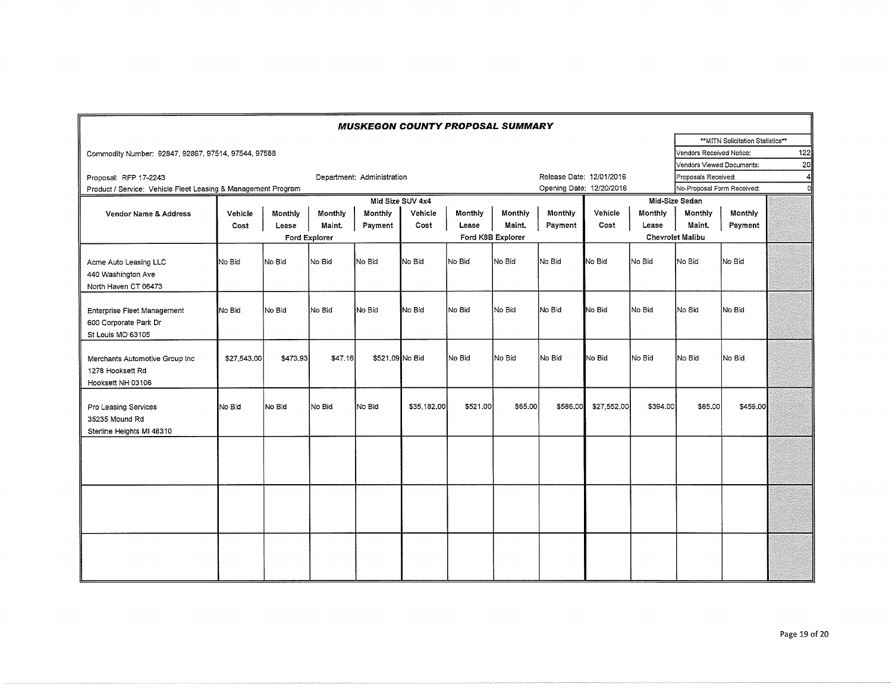# MUSKEGON COUNTY PROPOSAL SUMMARY

Commodity Number: 92847, 92867, 97514, 97544, 97588

Proposal: RFP 17-2243

Department: Administration

Release Date: 12/01/2016

Opening Date: 12/20/2016

Product / Service: Vehicle Fleet Leasing & Management Program

| **MITN Solicitation Statistics** | |
|---|---|
| Vendors Received Notice: | 122 |
| Vendors Viewed Documents: | 20 |
| Proposals Received: | 4 |
| No-Proposal Form Received: | 0 |

| Vendor Name & Address | Mid Size SUV 4x4 | | | | | | | | Mid-Size Sedan | | | | |
|---|---|---|---|---|---|---|---|---|---|---|---|---|---|
| | Vehicle Cost | Monthly Lease | Monthly Maint. | Monthly Payment | Vehicle Cost | Monthly Lease | Monthly Maint. | Monthly Payment | Vehicle Cost | Monthly Lease | Monthly Maint. | Monthly Payment | |
| | Ford Explorer | | | | Ford K8B Explorer | | | | Chevrolet Malibu | | | | |
| Acme Auto Leasing LLC<br>440 Washington Ave<br>North Haven CT 06473 | No Bid | No Bid | No Bid | No Bid | No Bid | No Bid | No Bid | No Bid | No Bid | No Bid | No Bid | No Bid | |
| Enterprise Fleet Management<br>600 Corporate Park Dr<br>St Louis MO 63105 | No Bid | No Bid | No Bid | No Bid | No Bid | No Bid | No Bid | No Bid | No Bid | No Bid | No Bid | No Bid | |
| Merchants Automotive Group Inc<br>1278 Hooksett Rd<br>Hooksett NH 03106 | $27,543.00 | $473.93 | $47.16 | $521.09 | No Bid | No Bid | No Bid | No Bid | No Bid | No Bid | No Bid | No Bid | |
| Pro Leasing Services<br>35235 Mound Rd<br>Sterline Heights MI 48310 | No Bid | No Bid | No Bid | No Bid | $35,182.00 | $521.00 | $65.00 | $586.00 | $27,552.00 | $394.00 | $65.00 | $459.00 | |
| | | | | | | | | | | | | | |
| | | | | | | | | | | | | | |
| | | | | | | | | | | | | | |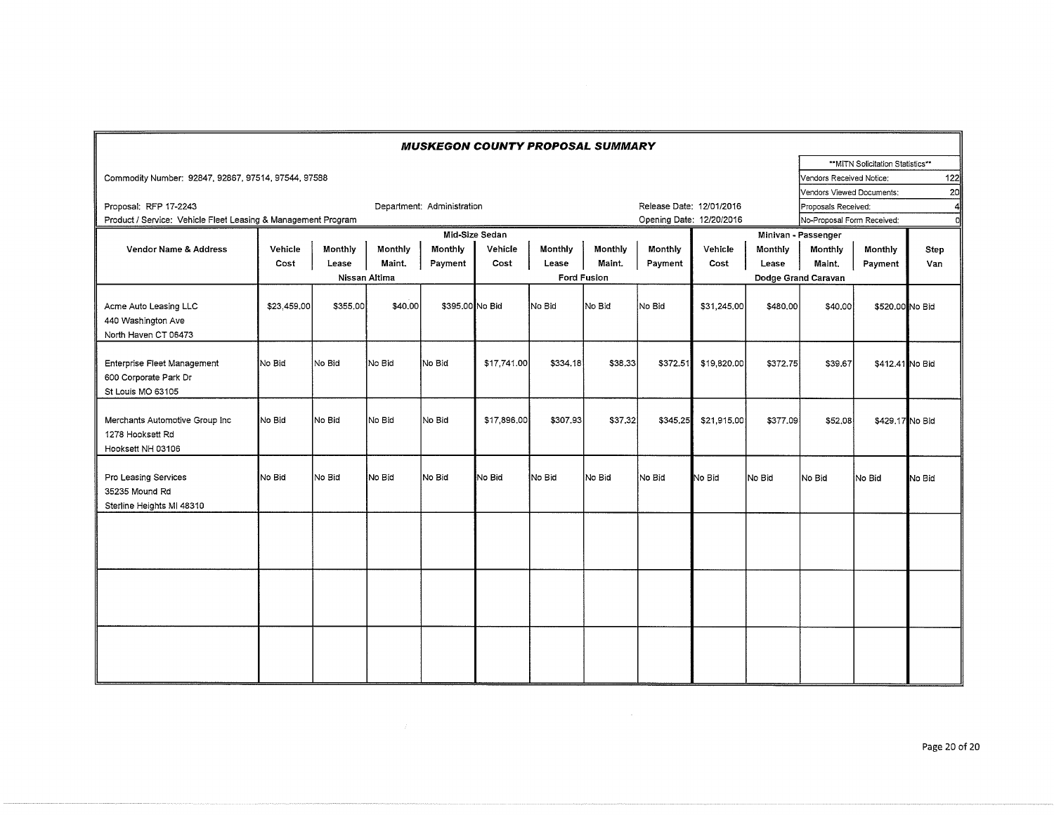# MUSKEGON COUNTY PROPOSAL SUMMARY

Commodity Number: 92847, 92867, 97514, 97544, 97588

Proposal: RFP 17-2243

Department: Administration

Product / Service: Vehicle Fleet Leasing & Management Program

Release Date: 12/01/2016

Opening Date: 12/20/2016

| **MITN Solicitation Statistics** | |
|---|---|
| Vendors Received Notice: | 122 |
| Vendors Viewed Documents: | 20 |
| Proposals Received: | 4 |
| No-Proposal Form Received: | 0 |

| Vendor Name & Address | Mid-Size Sedan | | | | | | | | Minivan - Passenger | | | | |
|---|---|---|---|---|---|---|---|---|---|---|---|---|---|
| | Nissan Altima | | | | Ford Fusion | | | | Dodge Grand Caravan | | | | |
| | Vehicle Cost | Monthly Lease | Monthly Maint. | Monthly Payment | Vehicle Cost | Monthly Lease | Monthly Maint. | Monthly Payment | Vehicle Cost | Monthly Lease | Monthly Maint. | Monthly Payment | Step Van |
| Acme Auto Leasing LLC<br>440 Washington Ave<br>North Haven CT 06473 | $23,459.00 | $355.00 | $40.00 | $395.00 | No Bid | No Bid | No Bid | No Bid | $31,245.00 | $480.00 | $40.00 | $520.00 | No Bid |
| Enterprise Fleet Management<br>600 Corporate Park Dr<br>St Louis MO 63105 | No Bid | No Bid | No Bid | No Bid | $17,741.00 | $334.18 | $38.33 | $372.51 | $19,820.00 | $372.75 | $39.67 | $412.41 | No Bid |
| Merchants Automotive Group Inc<br>1278 Hooksett Rd<br>Hooksett NH 03106 | No Bid | No Bid | No Bid | No Bid | $17,896.00 | $307.93 | $37.32 | $345.25 | $21,915.00 | $377.09 | $52.08 | $429.17 | No Bid |
| Pro Leasing Services<br>35235 Mound Rd<br>Sterline Heights MI 48310 | No Bid | No Bid | No Bid | No Bid | No Bid | No Bid | No Bid | No Bid | No Bid | No Bid | No Bid | No Bid | No Bid |
| | | | | | | | | | | | | | |
| | | | | | | | | | | | | | |
| | | | | | | | | | | | | | |